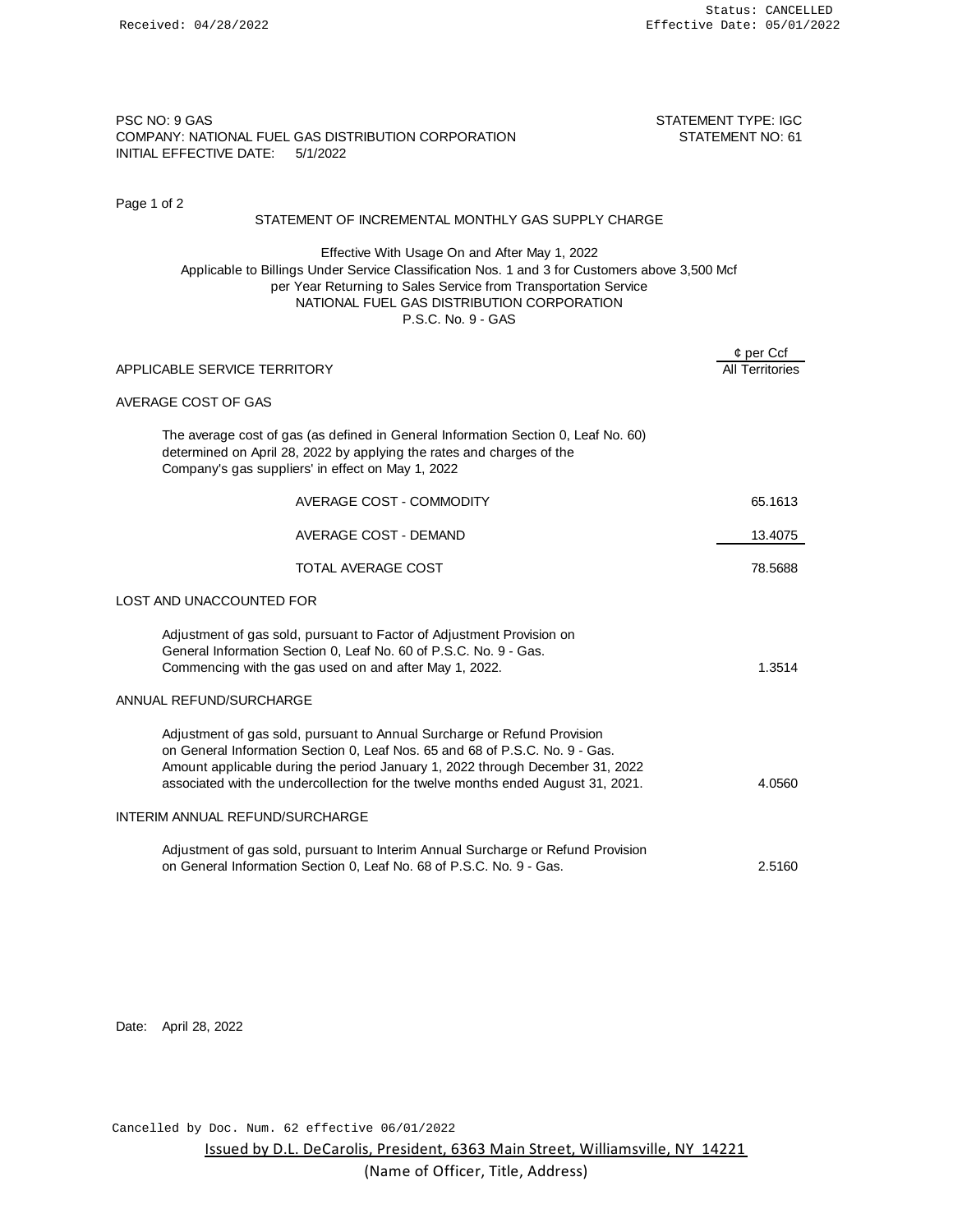Status: CANCELLED
Received: 04/28/2022 Effective Date: 05/01/2022

PSC NO: 9 GAS
COMPANY: NATIONAL FUEL GAS DISTRIBUTION CORPORATION
INITIAL EFFECTIVE DATE: 5/1/2022

STATEMENT TYPE: IGC
STATEMENT NO: 61

Page 1 of 2

## STATEMENT OF INCREMENTAL MONTHLY GAS SUPPLY CHARGE

Effective With Usage On and After May 1, 2022
Applicable to Billings Under Service Classification Nos. 1 and 3 for Customers above 3,500 Mcf per Year Returning to Sales Service from Transportation Service
NATIONAL FUEL GAS DISTRIBUTION CORPORATION
P.S.C. No. 9 - GAS

| | ¢ per Ccf |
|---|---|
| APPLICABLE SERVICE TERRITORY | All Territories |
| **AVERAGE COST OF GAS** | |
| The average cost of gas (as defined in General Information Section 0, Leaf No. 60) determined on April 28, 2022 by applying the rates and charges of the Company's gas suppliers' in effect on May 1, 2022 | |
| AVERAGE COST - COMMODITY | 65.1613 |
| AVERAGE COST - DEMAND | 13.4075 |
| TOTAL AVERAGE COST | 78.5688 |
| **LOST AND UNACCOUNTED FOR** | |
| Adjustment of gas sold, pursuant to Factor of Adjustment Provision on General Information Section 0, Leaf No. 60 of P.S.C. No. 9 - Gas. Commencing with the gas used on and after May 1, 2022. | 1.3514 |
| **ANNUAL REFUND/SURCHARGE** | |
| Adjustment of gas sold, pursuant to Annual Surcharge or Refund Provision on General Information Section 0, Leaf Nos. 65 and 68 of P.S.C. No. 9 - Gas. Amount applicable during the period January 1, 2022 through December 31, 2022 associated with the undercollection for the twelve months ended August 31, 2021. | 4.0560 |
| **INTERIM ANNUAL REFUND/SURCHARGE** | |
| Adjustment of gas sold, pursuant to Interim Annual Surcharge or Refund Provision on General Information Section 0, Leaf No. 68 of P.S.C. No. 9 - Gas. | 2.5160 |

Date: April 28, 2022

Cancelled by Doc. Num. 62 effective 06/01/2022

Issued by D.L. DeCarolis, President, 6363 Main Street, Williamsville, NY 14221
(Name of Officer, Title, Address)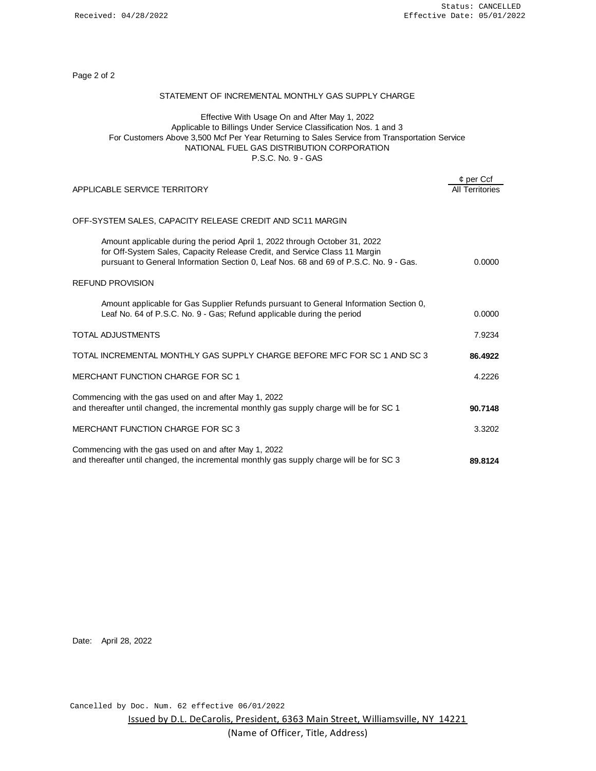Status: CANCELLED
Received: 04/28/2022 Effective Date: 05/01/2022

## STATEMENT OF INCREMENTAL MONTHLY GAS SUPPLY CHARGE

Effective With Usage On and After May 1, 2022
Applicable to Billings Under Service Classification Nos. 1 and 3
For Customers Above 3,500 Mcf Per Year Returning to Sales Service from Transportation Service
NATIONAL FUEL GAS DISTRIBUTION CORPORATION
P.S.C. No. 9 - GAS

| APPLICABLE SERVICE TERRITORY | ¢ per Ccf All Territories |
|---|---|
| OFF-SYSTEM SALES, CAPACITY RELEASE CREDIT AND SC11 MARGIN | |
| Amount applicable during the period April 1, 2022 through October 31, 2022 for Off-System Sales, Capacity Release Credit, and Service Class 11 Margin pursuant to General Information Section 0, Leaf Nos. 68 and 69 of P.S.C. No. 9 - Gas. | 0.0000 |
| REFUND PROVISION | |
| Amount applicable for Gas Supplier Refunds pursuant to General Information Section 0, Leaf No. 64 of P.S.C. No. 9 - Gas; Refund applicable during the period | 0.0000 |
| TOTAL ADJUSTMENTS | 7.9234 |
| TOTAL INCREMENTAL MONTHLY GAS SUPPLY CHARGE BEFORE MFC FOR SC 1 AND SC 3 | **86.4922** |
| MERCHANT FUNCTION CHARGE FOR SC 1 | 4.2226 |
| Commencing with the gas used on and after May 1, 2022 and thereafter until changed, the incremental monthly gas supply charge will be for SC 1 | **90.7148** |
| MERCHANT FUNCTION CHARGE FOR SC 3 | 3.3202 |
| Commencing with the gas used on and after May 1, 2022 and thereafter until changed, the incremental monthly gas supply charge will be for SC 3 | **89.8124** |

Date: April 28, 2022

Cancelled by Doc. Num. 62 effective 06/01/2022

Issued by D.L. DeCarolis, President, 6363 Main Street, Williamsville, NY 14221
(Name of Officer, Title, Address)